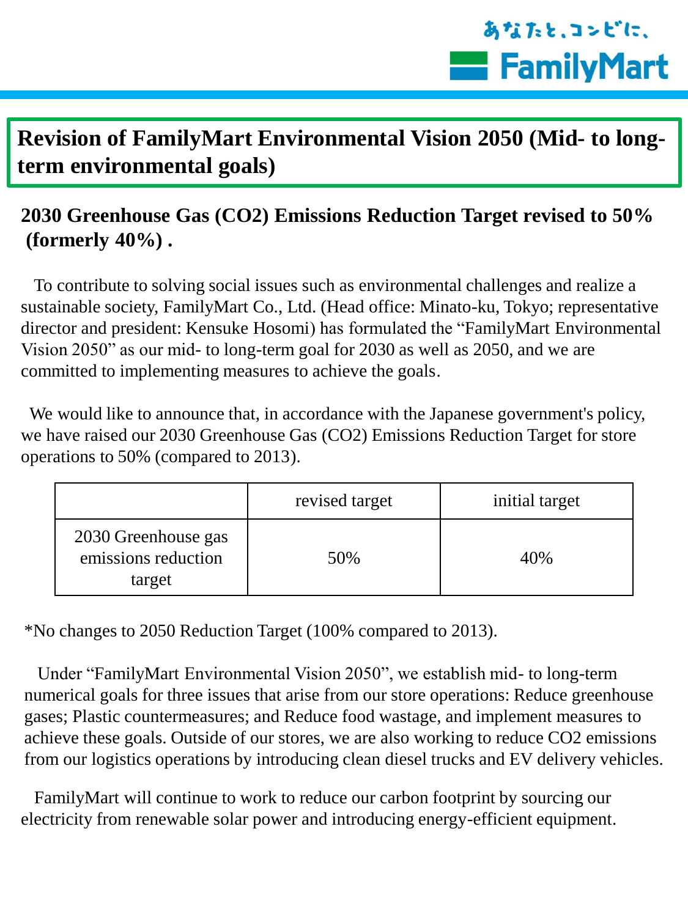あなたと、コンビに、 FamilyMart

# Revision of FamilyMart Environmental Vision 2050 (Mid- to long-term environmental goals)

## 2030 Greenhouse Gas ($CO_2$) Emissions Reduction Target revised to 50% (formerly 40%) .

To contribute to solving social issues such as environmental challenges and realize a sustainable society, FamilyMart Co., Ltd. (Head office: Minato-ku, Tokyo; representative director and president: Kensuke Hosomi) has formulated the “FamilyMart Environmental Vision 2050” as our mid- to long-term goal for 2030 as well as 2050, and we are committed to implementing measures to achieve the goals.

We would like to announce that, in accordance with the Japanese government's policy, we have raised our 2030 Greenhouse Gas ($CO_2$) Emissions Reduction Target for store operations to 50% (compared to 2013).

| | revised target | initial target |
|---|---|---|
| 2030 Greenhouse gas emissions reduction target | 50% | 40% |

*No changes to 2050 Reduction Target (100% compared to 2013).

Under “FamilyMart Environmental Vision 2050”, we establish mid- to long-term numerical goals for three issues that arise from our store operations: Reduce greenhouse gases; Plastic countermeasures; and Reduce food wastage, and implement measures to achieve these goals. Outside of our stores, we are also working to reduce $CO_2$ emissions from our logistics operations by introducing clean diesel trucks and EV delivery vehicles.

FamilyMart will continue to work to reduce our carbon footprint by sourcing our electricity from renewable solar power and introducing energy-efficient equipment.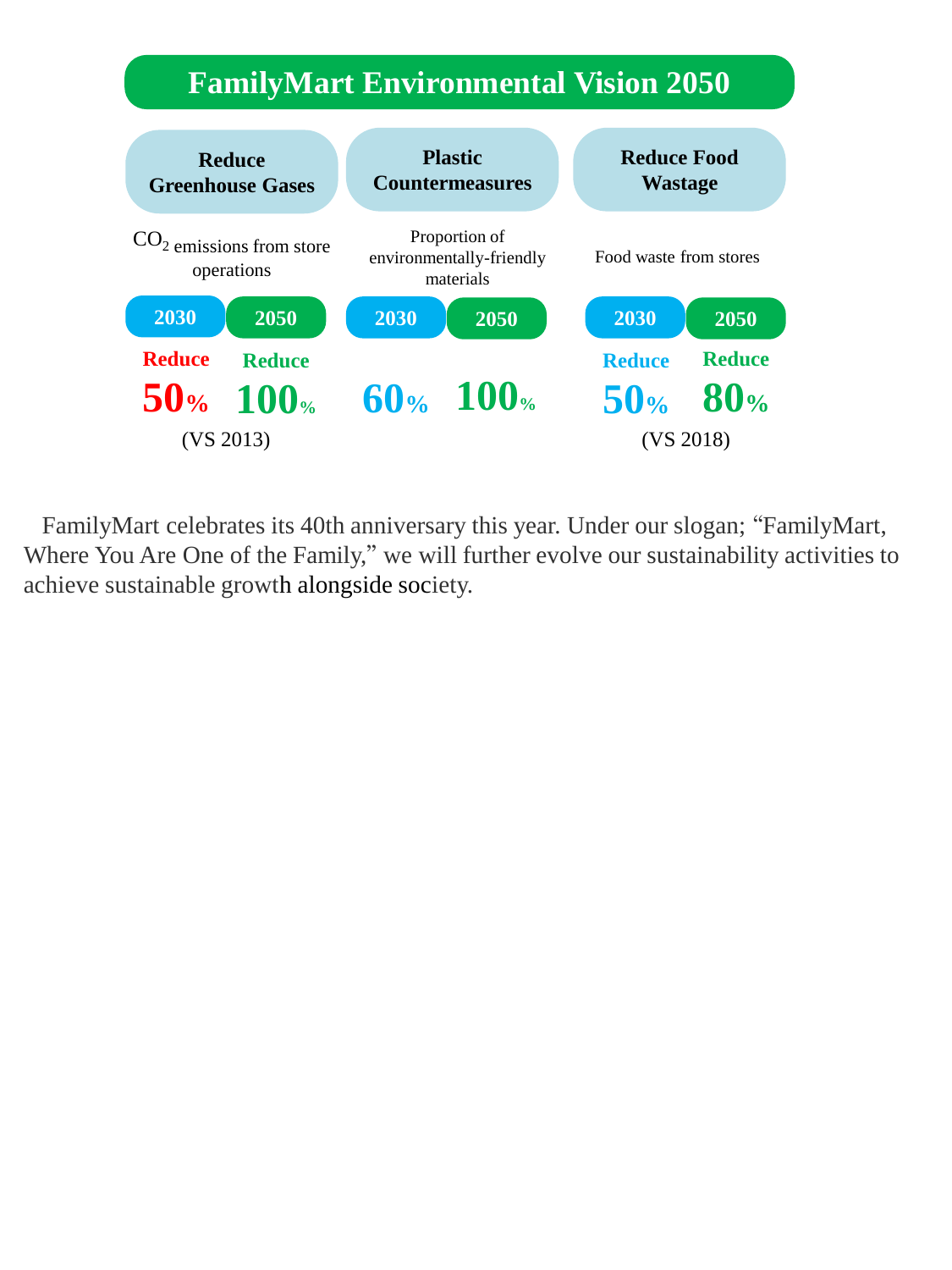# FamilyMart Environmental Vision 2050

| Reduce Greenhouse Gases | | Plastic Countermeasures | | Reduce Food Wastage | |
|---|---|---|---|---|---|
| $CO_2$ emissions from store operations | | Proportion of environmentally-friendly materials | | Food waste from stores | |
| 2030 | 2050 | 2030 | 2050 | 2030 | 2050 |
| Reduce 50% | Reduce 100% | 60% | 100% | Reduce 50% | Reduce 80% |
| (VS 2013) | | | | (VS 2018) | |

FamilyMart celebrates its 40th anniversary this year. Under our slogan; "FamilyMart, Where You Are One of the Family," we will further evolve our sustainability activities to achieve sustainable growth alongside society.